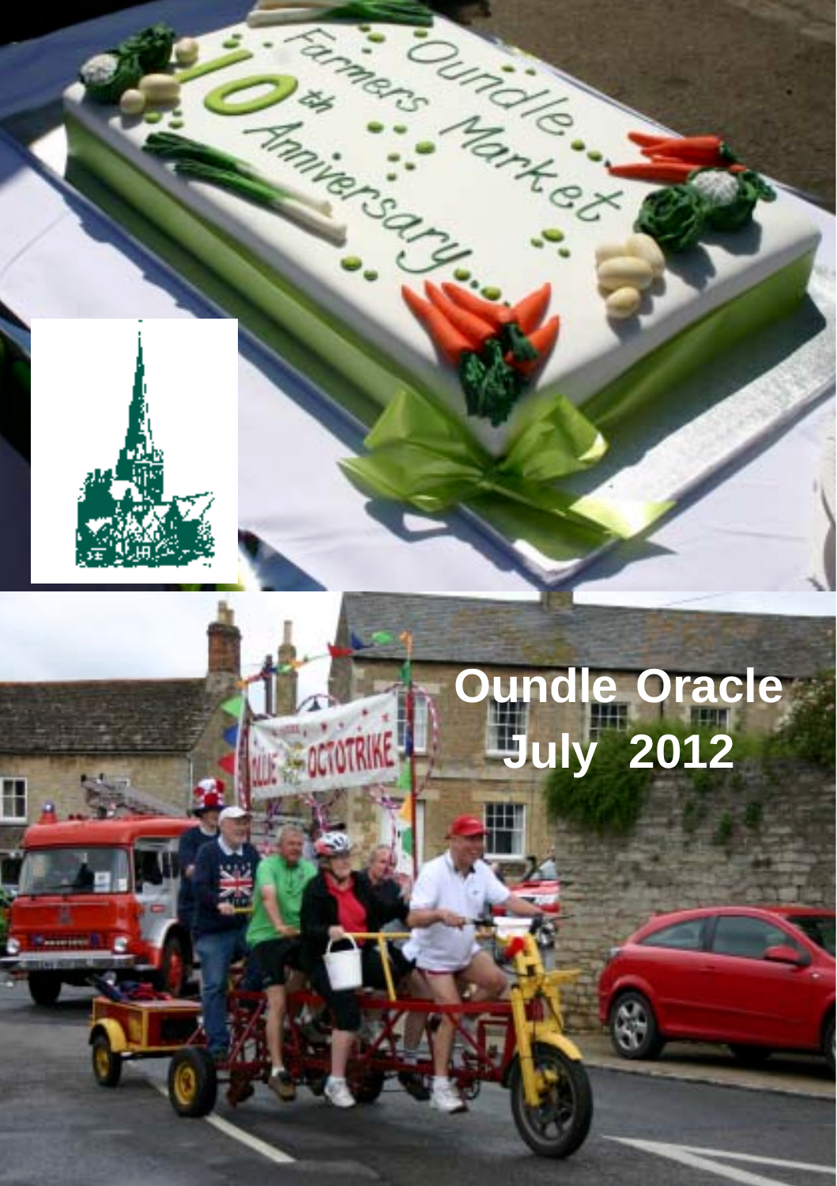# Oundle Oracle
## July 2012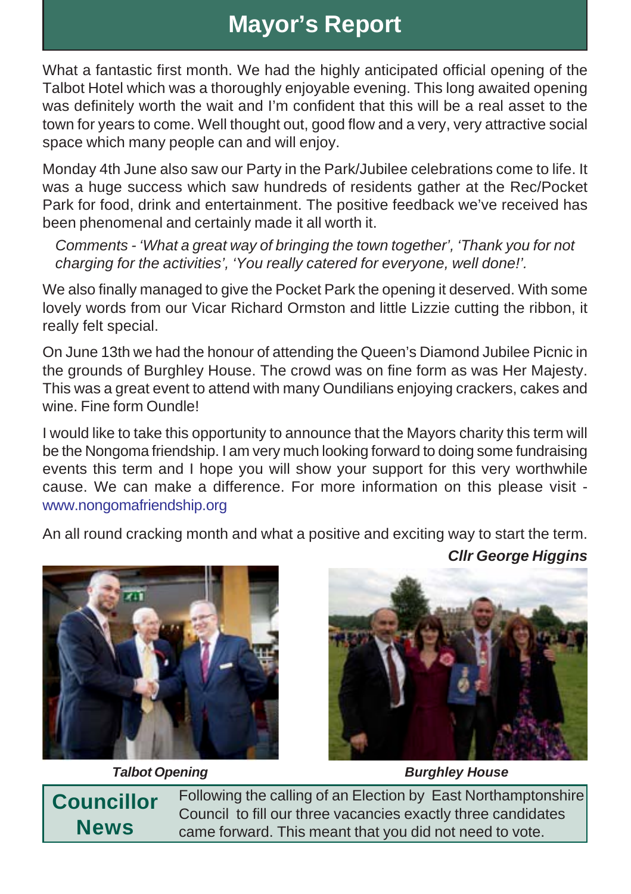# Mayor's Report

What a fantastic first month. We had the highly anticipated official opening of the Talbot Hotel which was a thoroughly enjoyable evening. This long awaited opening was definitely worth the wait and I'm confident that this will be a real asset to the town for years to come. Well thought out, good flow and a very, very attractive social space which many people can and will enjoy.

Monday 4th June also saw our Party in the Park/Jubilee celebrations come to life. It was a huge success which saw hundreds of residents gather at the Rec/Pocket Park for food, drink and entertainment. The positive feedback we've received has been phenomenal and certainly made it all worth it.

*Comments - 'What a great way of bringing the town together', 'Thank you for not charging for the activities', 'You really catered for everyone, well done!'.*

We also finally managed to give the Pocket Park the opening it deserved. With some lovely words from our Vicar Richard Ormston and little Lizzie cutting the ribbon, it really felt special.

On June 13th we had the honour of attending the Queen's Diamond Jubilee Picnic in the grounds of Burghley House. The crowd was on fine form as was Her Majesty. This was a great event to attend with many Oundilians enjoying crackers, cakes and wine. Fine form Oundle!

I would like to take this opportunity to announce that the Mayors charity this term will be the Nongoma friendship. I am very much looking forward to doing some fundraising events this term and I hope you will show your support for this very worthwhile cause. We can make a difference. For more information on this please visit - www.nongomafriendship.org

An all round cracking month and what a positive and exciting way to start the term.

***Cllr George Higgins***

***Talbot Opening***

***Burghley House***

## Councillor News

Following the calling of an Election by East Northamptonshire Council to fill our three vacancies exactly three candidates came forward. This meant that you did not need to vote.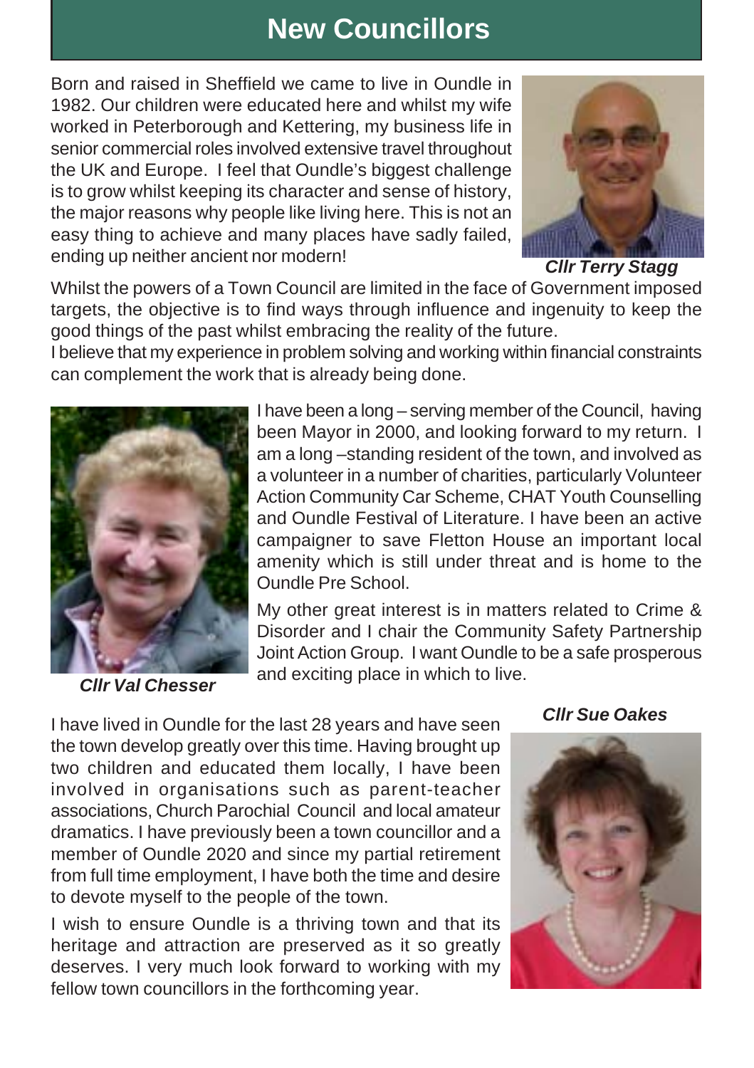# New Councillors

Born and raised in Sheffield we came to live in Oundle in 1982. Our children were educated here and whilst my wife worked in Peterborough and Kettering, my business life in senior commercial roles involved extensive travel throughout the UK and Europe. I feel that Oundle's biggest challenge is to grow whilst keeping its character and sense of history, the major reasons why people like living here. This is not an easy thing to achieve and many places have sadly failed, ending up neither ancient nor modern!

***Cllr Terry Stagg***

Whilst the powers of a Town Council are limited in the face of Government imposed targets, the objective is to find ways through influence and ingenuity to keep the good things of the past whilst embracing the reality of the future.

I believe that my experience in problem solving and working within financial constraints can complement the work that is already being done.

I have been a long – serving member of the Council, having been Mayor in 2000, and looking forward to my return. I am a long –standing resident of the town, and involved as a volunteer in a number of charities, particularly Volunteer Action Community Car Scheme, CHAT Youth Counselling and Oundle Festival of Literature. I have been an active campaigner to save Fletton House an important local amenity which is still under threat and is home to the Oundle Pre School.

My other great interest is in matters related to Crime & Disorder and I chair the Community Safety Partnership Joint Action Group. I want Oundle to be a safe prosperous and exciting place in which to live.

***Cllr Val Chesser***

***Cllr Sue Oakes***

I have lived in Oundle for the last 28 years and have seen the town develop greatly over this time. Having brought up two children and educated them locally, I have been involved in organisations such as parent-teacher associations, Church Parochial Council and local amateur dramatics. I have previously been a town councillor and a member of Oundle 2020 and since my partial retirement from full time employment, I have both the time and desire to devote myself to the people of the town.

I wish to ensure Oundle is a thriving town and that its heritage and attraction are preserved as it so greatly deserves. I very much look forward to working with my fellow town councillors in the forthcoming year.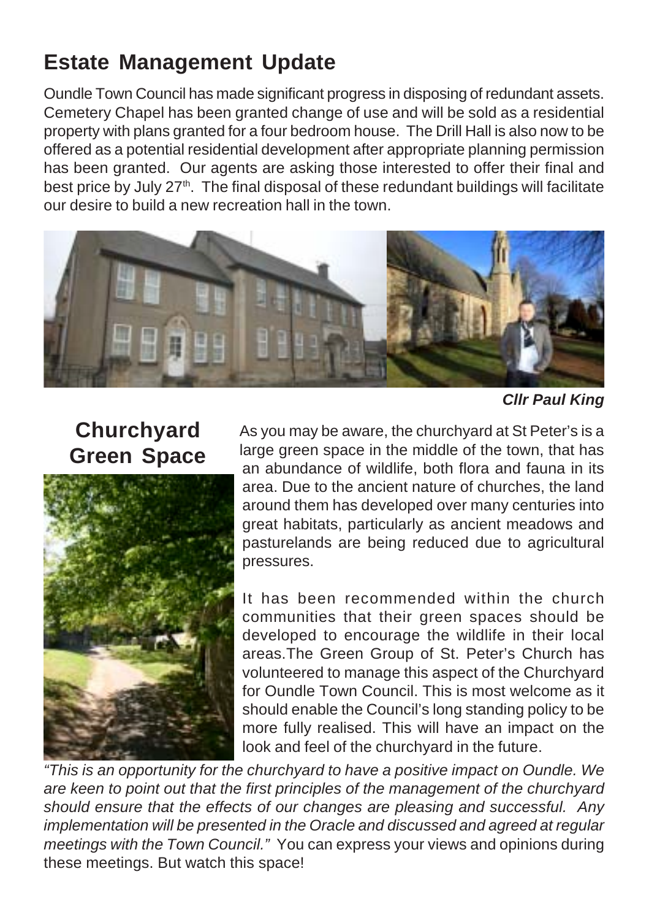## Estate Management Update

Oundle Town Council has made significant progress in disposing of redundant assets. Cemetery Chapel has been granted change of use and will be sold as a residential property with plans granted for a four bedroom house. The Drill Hall is also now to be offered as a potential residential development after appropriate planning permission has been granted. Our agents are asking those interested to offer their final and best price by July 27th. The final disposal of these redundant buildings will facilitate our desire to build a new recreation hall in the town.

***Cllr Paul King***

## Churchyard Green Space

As you may be aware, the churchyard at St Peter's is a large green space in the middle of the town, that has an abundance of wildlife, both flora and fauna in its area. Due to the ancient nature of churches, the land around them has developed over many centuries into great habitats, particularly as ancient meadows and pasturelands are being reduced due to agricultural pressures.

It has been recommended within the church communities that their green spaces should be developed to encourage the wildlife in their local areas.The Green Group of St. Peter's Church has volunteered to manage this aspect of the Churchyard for Oundle Town Council. This is most welcome as it should enable the Council's long standing policy to be more fully realised. This will have an impact on the look and feel of the churchyard in the future.

*"This is an opportunity for the churchyard to have a positive impact on Oundle. We are keen to point out that the first principles of the management of the churchyard should ensure that the effects of our changes are pleasing and successful. Any implementation will be presented in the Oracle and discussed and agreed at regular meetings with the Town Council."* You can express your views and opinions during these meetings. But watch this space!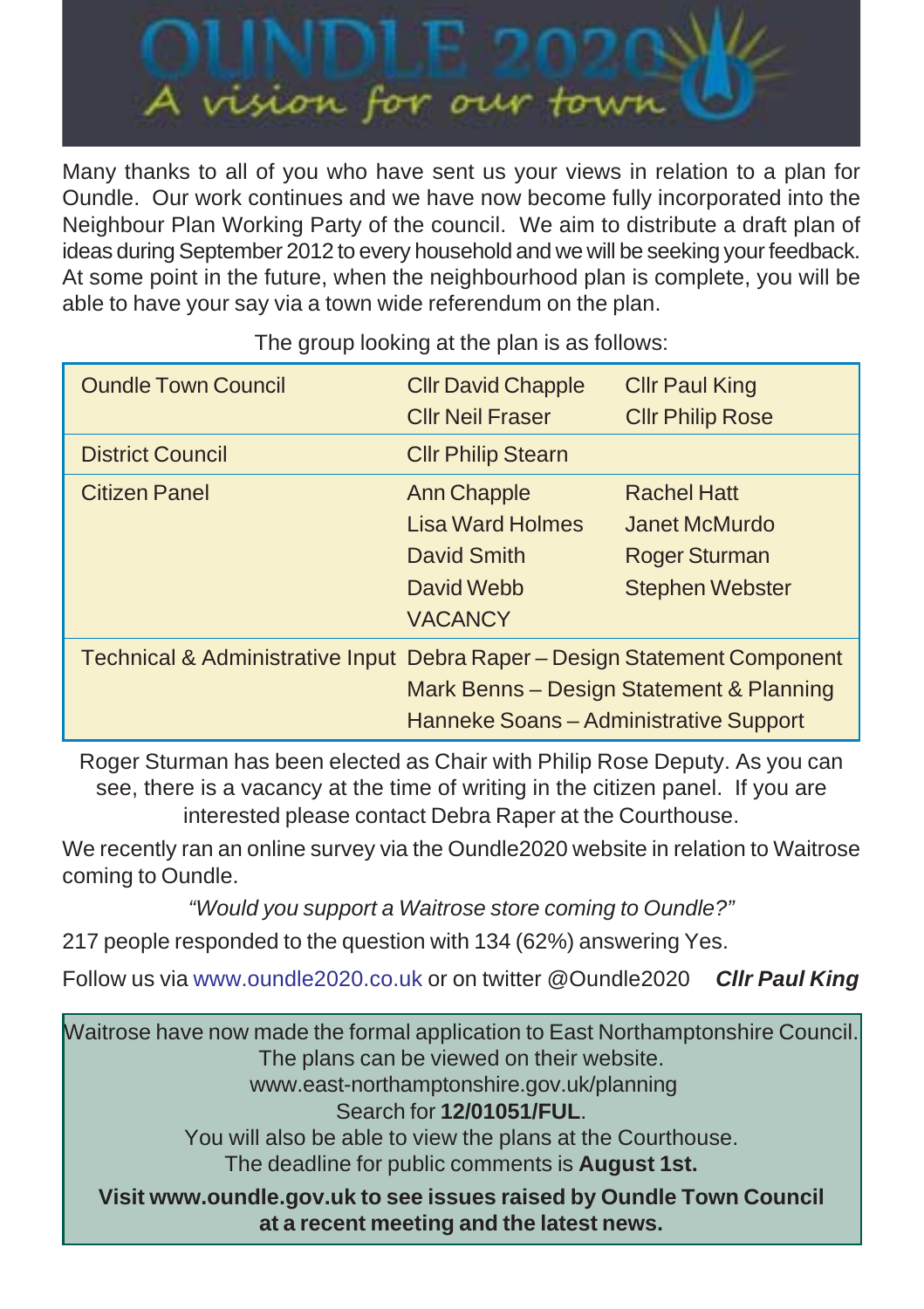# OUNDLE 2020

*A vision for our town*

Many thanks to all of you who have sent us your views in relation to a plan for Oundle. Our work continues and we have now become fully incorporated into the Neighbour Plan Working Party of the council. We aim to distribute a draft plan of ideas during September 2012 to every household and we will be seeking your feedback. At some point in the future, when the neighbourhood plan is complete, you will be able to have your say via a town wide referendum on the plan.

The group looking at the plan is as follows:

| | | |
|---|---|---|
| Oundle Town Council | Cllr David Chapple<br>Cllr Neil Fraser | Cllr Paul King<br>Cllr Philip Rose |
| District Council | Cllr Philip Stearn | |
| Citizen Panel | Ann Chapple<br>Lisa Ward Holmes<br>David Smith<br>David Webb<br>VACANCY | Rachel Hatt<br>Janet McMurdo<br>Roger Sturman<br>Stephen Webster |
| Technical & Administrative Input | Debra Raper – Design Statement Component<br>Mark Benns – Design Statement & Planning<br>Hanneke Soans – Administrative Support | |

Roger Sturman has been elected as Chair with Philip Rose Deputy. As you can see, there is a vacancy at the time of writing in the citizen panel. If you are interested please contact Debra Raper at the Courthouse.

We recently ran an online survey via the Oundle2020 website in relation to Waitrose coming to Oundle.

*"Would you support a Waitrose store coming to Oundle?"*

217 people responded to the question with 134 (62%) answering Yes.

Follow us via www.oundle2020.co.uk or on twitter @Oundle2020 ***Cllr Paul King***

Waitrose have now made the formal application to East Northamptonshire Council. The plans can be viewed on their website.
www.east-northamptonshire.gov.uk/planning
Search for **12/01051/FUL**.
You will also be able to view the plans at the Courthouse.
The deadline for public comments is **August 1st.**

**Visit www.oundle.gov.uk to see issues raised by Oundle Town Council at a recent meeting and the latest news.**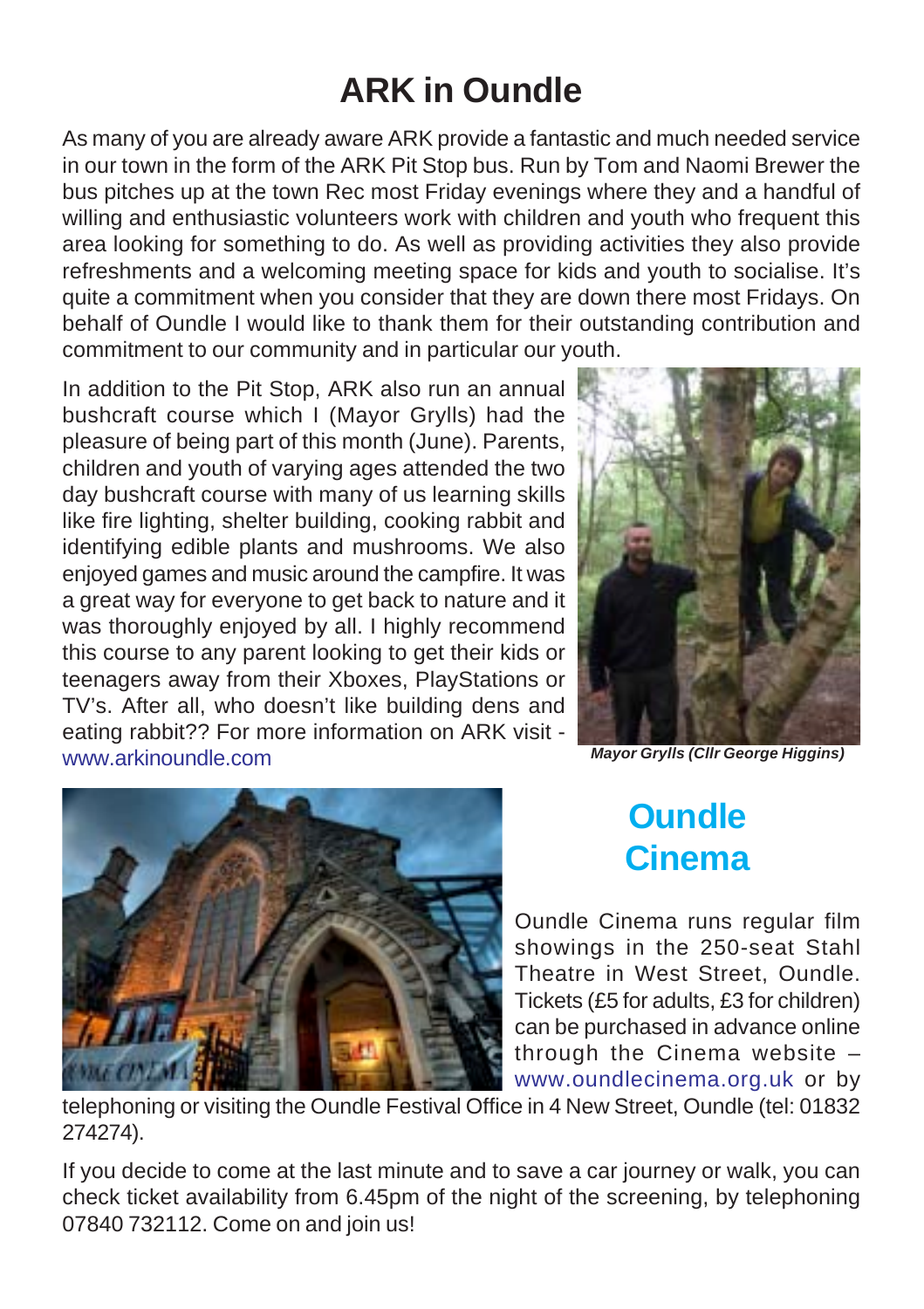# ARK in Oundle

As many of you are already aware ARK provide a fantastic and much needed service in our town in the form of the ARK Pit Stop bus. Run by Tom and Naomi Brewer the bus pitches up at the town Rec most Friday evenings where they and a handful of willing and enthusiastic volunteers work with children and youth who frequent this area looking for something to do. As well as providing activities they also provide refreshments and a welcoming meeting space for kids and youth to socialise. It's quite a commitment when you consider that they are down there most Fridays. On behalf of Oundle I would like to thank them for their outstanding contribution and commitment to our community and in particular our youth.

In addition to the Pit Stop, ARK also run an annual bushcraft course which I (Mayor Grylls) had the pleasure of being part of this month (June). Parents, children and youth of varying ages attended the two day bushcraft course with many of us learning skills like fire lighting, shelter building, cooking rabbit and identifying edible plants and mushrooms. We also enjoyed games and music around the campfire. It was a great way for everyone to get back to nature and it was thoroughly enjoyed by all. I highly recommend this course to any parent looking to get their kids or teenagers away from their Xboxes, PlayStations or TV's. After all, who doesn't like building dens and eating rabbit?? For more information on ARK visit - www.arkinoundle.com

***Mayor Grylls (Cllr George Higgins)***

## Oundle Cinema

Oundle Cinema runs regular film showings in the 250-seat Stahl Theatre in West Street, Oundle. Tickets (£5 for adults, £3 for children) can be purchased in advance online through the Cinema website – www.oundlecinema.org.uk or by telephoning or visiting the Oundle Festival Office in 4 New Street, Oundle (tel: 01832 274274).

If you decide to come at the last minute and to save a car journey or walk, you can check ticket availability from 6.45pm of the night of the screening, by telephoning 07840 732112. Come on and join us!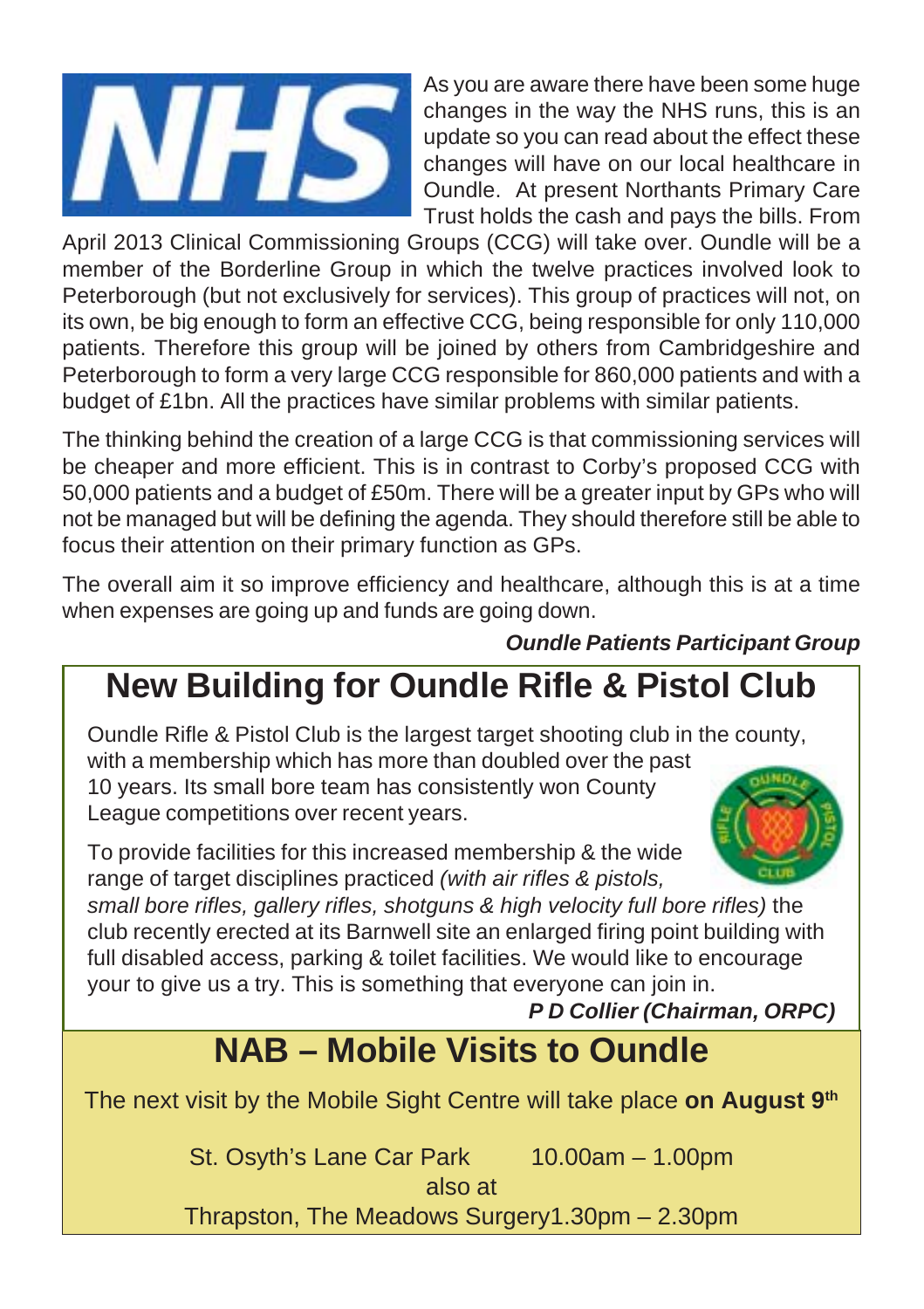As you are aware there have been some huge changes in the way the NHS runs, this is an update so you can read about the effect these changes will have on our local healthcare in Oundle. At present Northants Primary Care Trust holds the cash and pays the bills. From April 2013 Clinical Commissioning Groups (CCG) will take over. Oundle will be a member of the Borderline Group in which the twelve practices involved look to Peterborough (but not exclusively for services). This group of practices will not, on its own, be big enough to form an effective CCG, being responsible for only 110,000 patients. Therefore this group will be joined by others from Cambridgeshire and Peterborough to form a very large CCG responsible for 860,000 patients and with a budget of £1bn. All the practices have similar problems with similar patients.

The thinking behind the creation of a large CCG is that commissioning services will be cheaper and more efficient. This is in contrast to Corby's proposed CCG with 50,000 patients and a budget of £50m. There will be a greater input by GPs who will not be managed but will be defining the agenda. They should therefore still be able to focus their attention on their primary function as GPs.

The overall aim it so improve efficiency and healthcare, although this is at a time when expenses are going up and funds are going down.

***Oundle Patients Participant Group***

## New Building for Oundle Rifle & Pistol Club

Oundle Rifle & Pistol Club is the largest target shooting club in the county, with a membership which has more than doubled over the past 10 years. Its small bore team has consistently won County League competitions over recent years.

To provide facilities for this increased membership & the wide range of target disciplines practiced *(with air rifles & pistols, small bore rifles, gallery rifles, shotguns & high velocity full bore rifles)* the club recently erected at its Barnwell site an enlarged firing point building with full disabled access, parking & toilet facilities. We would like to encourage your to give us a try. This is something that everyone can join in.

***P D Collier (Chairman, ORPC)***

## NAB – Mobile Visits to Oundle

The next visit by the Mobile Sight Centre will take place **on August 9th**

St. Osyth's Lane Car Park 10.00am – 1.00pm

also at

Thrapston, The Meadows Surgery 1.30pm – 2.30pm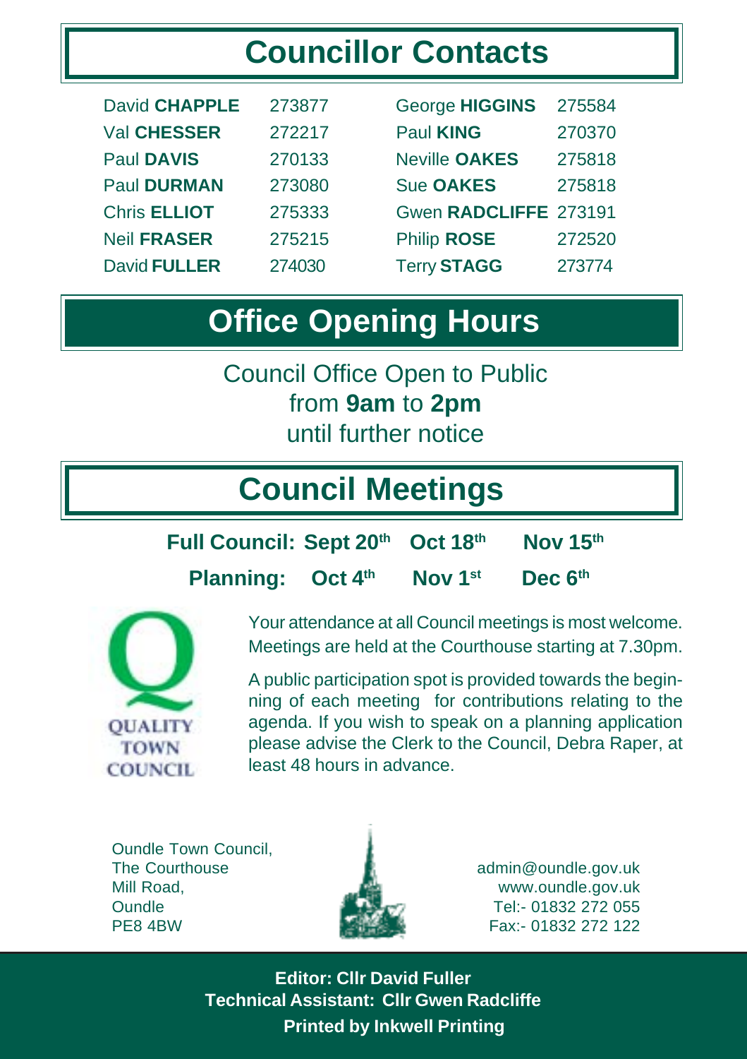# Councillor Contacts

| | | | |
|---|---|---|---|
| David **CHAPPLE** | 273877 | George **HIGGINS** | 275584 |
| Val **CHESSER** | 272217 | Paul **KING** | 270370 |
| Paul **DAVIS** | 270133 | Neville **OAKES** | 275818 |
| Paul **DURMAN** | 273080 | Sue **OAKES** | 275818 |
| Chris **ELLIOT** | 275333 | Gwen **RADCLIFFE** | 273191 |
| Neil **FRASER** | 275215 | Philip **ROSE** | 272520 |
| David **FULLER** | 274030 | Terry **STAGG** | 273774 |

# Office Opening Hours

Council Office Open to Public
from **9am** to **2pm**
until further notice

# Council Meetings

**Full Council: Sept 20th Oct 18th Nov 15th**

**Planning: Oct 4th Nov 1st Dec 6th**

QUALITY TOWN COUNCIL

Your attendance at all Council meetings is most welcome. Meetings are held at the Courthouse starting at 7.30pm.

A public participation spot is provided towards the beginning of each meeting for contributions relating to the agenda. If you wish to speak on a planning application please advise the Clerk to the Council, Debra Raper, at least 48 hours in advance.

Oundle Town Council,
The Courthouse
Mill Road,
Oundle
PE8 4BW

admin@oundle.gov.uk
www.oundle.gov.uk
Tel:- 01832 272 055
Fax:- 01832 272 122

**Editor: Cllr David Fuller**
**Technical Assistant: Cllr Gwen Radcliffe**
**Printed by Inkwell Printing**